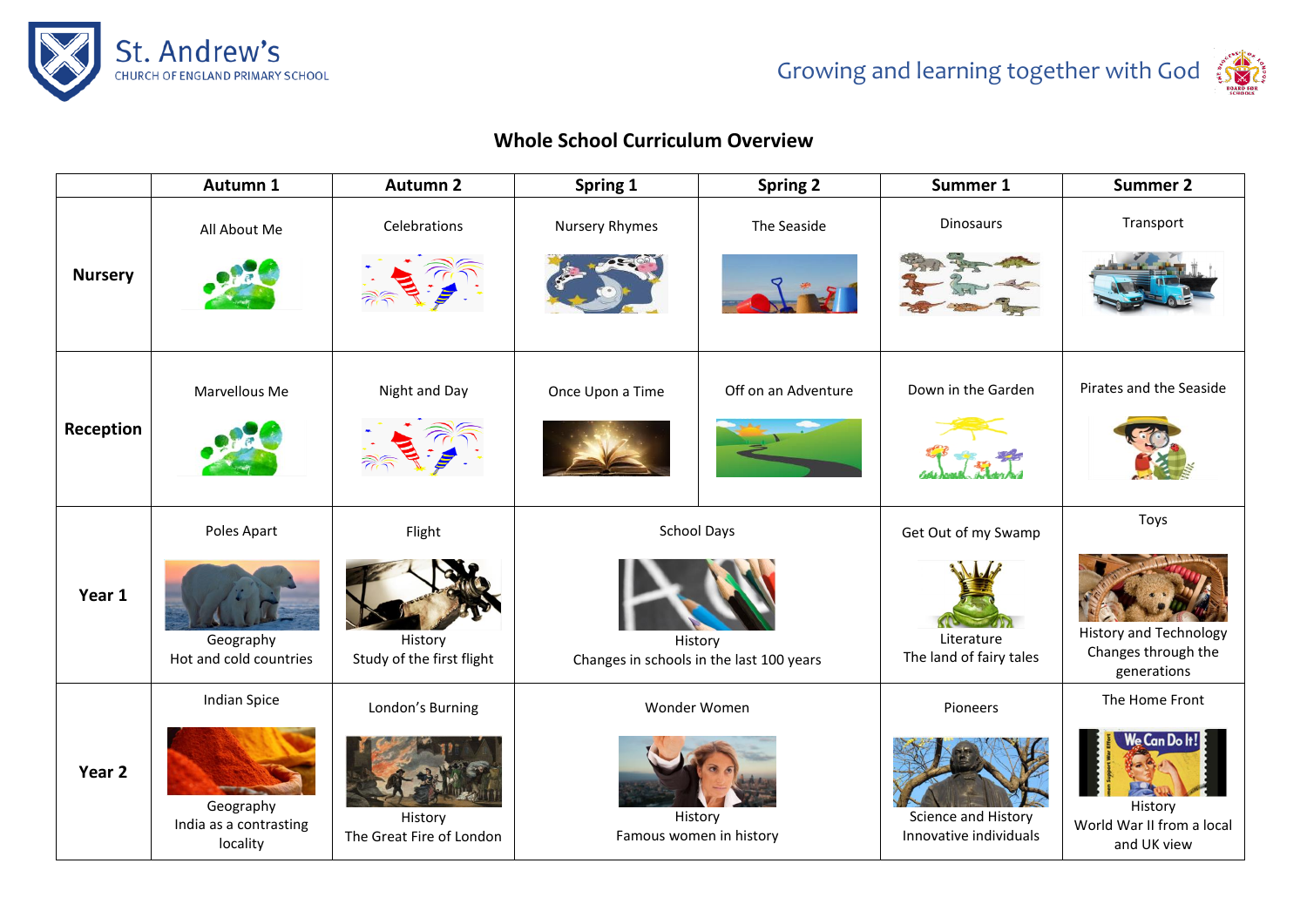St. Andrew's
CHURCH OF ENGLAND PRIMARY SCHOOL

Growing and learning together with God

# Whole School Curriculum Overview

| | Autumn 1 | Autumn 2 | Spring 1 | Spring 2 | Summer 1 | Summer 2 |
|---|---|---|---|---|---|---|
| **Nursery** | All About Me | Celebrations | Nursery Rhymes | The Seaside | Dinosaurs | Transport |
| **Reception** | Marvellous Me | Night and Day | Once Upon a Time | Off on an Adventure | Down in the Garden | Pirates and the Seaside |
| **Year 1** | Poles Apart<br>Geography<br>Hot and cold countries | Flight<br>History<br>Study of the first flight | School Days<br>History<br>Changes in schools in the last 100 years | | Get Out of my Swamp<br>Literature<br>The land of fairy tales | Toys<br>History and Technology<br>Changes through the generations |
| **Year 2** | Indian Spice<br>Geography<br>India as a contrasting locality | London's Burning<br>History<br>The Great Fire of London | Wonder Women<br>History<br>Famous women in history | | Pioneers<br>Science and History<br>Innovative individuals | The Home Front<br>History<br>World War II from a local and UK view |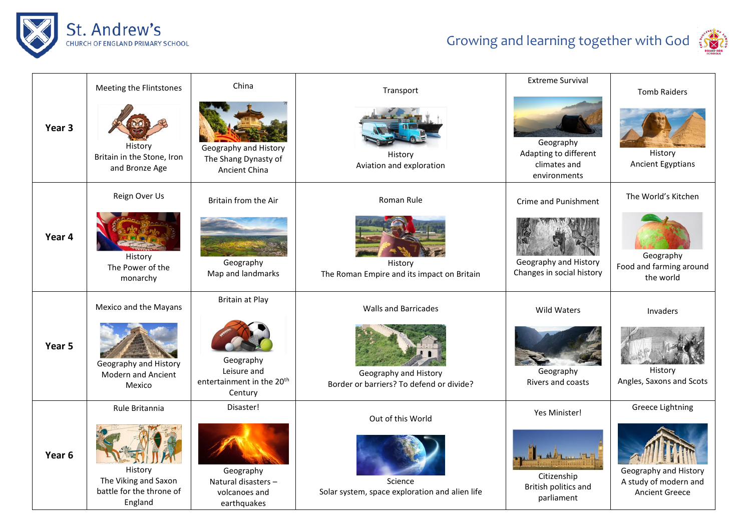St. Andrew's
CHURCH OF ENGLAND PRIMARY SCHOOL

Growing and learning together with God

| | | | | | |
|---|---|---|---|---|---|
| **Year 3** | Meeting the Flintstones<br>History<br>Britain in the Stone, Iron and Bronze Age | China<br>Geography and History<br>The Shang Dynasty of Ancient China | Transport<br>History<br>Aviation and exploration | Extreme Survival<br>Geography<br>Adapting to different climates and environments | Tomb Raiders<br>History<br>Ancient Egyptians |
| **Year 4** | Reign Over Us<br>History<br>The Power of the monarchy | Britain from the Air<br>Geography<br>Map and landmarks | Roman Rule<br>History<br>The Roman Empire and its impact on Britain | Crime and Punishment<br>Geography and History<br>Changes in social history | The World's Kitchen<br>Geography<br>Food and farming around the world |
| **Year 5** | Mexico and the Mayans<br>Geography and History<br>Modern and Ancient Mexico | Britain at Play<br>Geography<br>Leisure and entertainment in the 20th Century | Walls and Barricades<br>Geography and History<br>Border or barriers? To defend or divide? | Wild Waters<br>Geography<br>Rivers and coasts | Invaders<br>History<br>Angles, Saxons and Scots |
| **Year 6** | Rule Britannia<br>History<br>The Viking and Saxon battle for the throne of England | Disaster!<br>Geography<br>Natural disasters – volcanoes and earthquakes | Out of this World<br>Science<br>Solar system, space exploration and alien life | Yes Minister!<br>Citizenship<br>British politics and parliament | Greece Lightning<br>Geography and History<br>A study of modern and Ancient Greece |